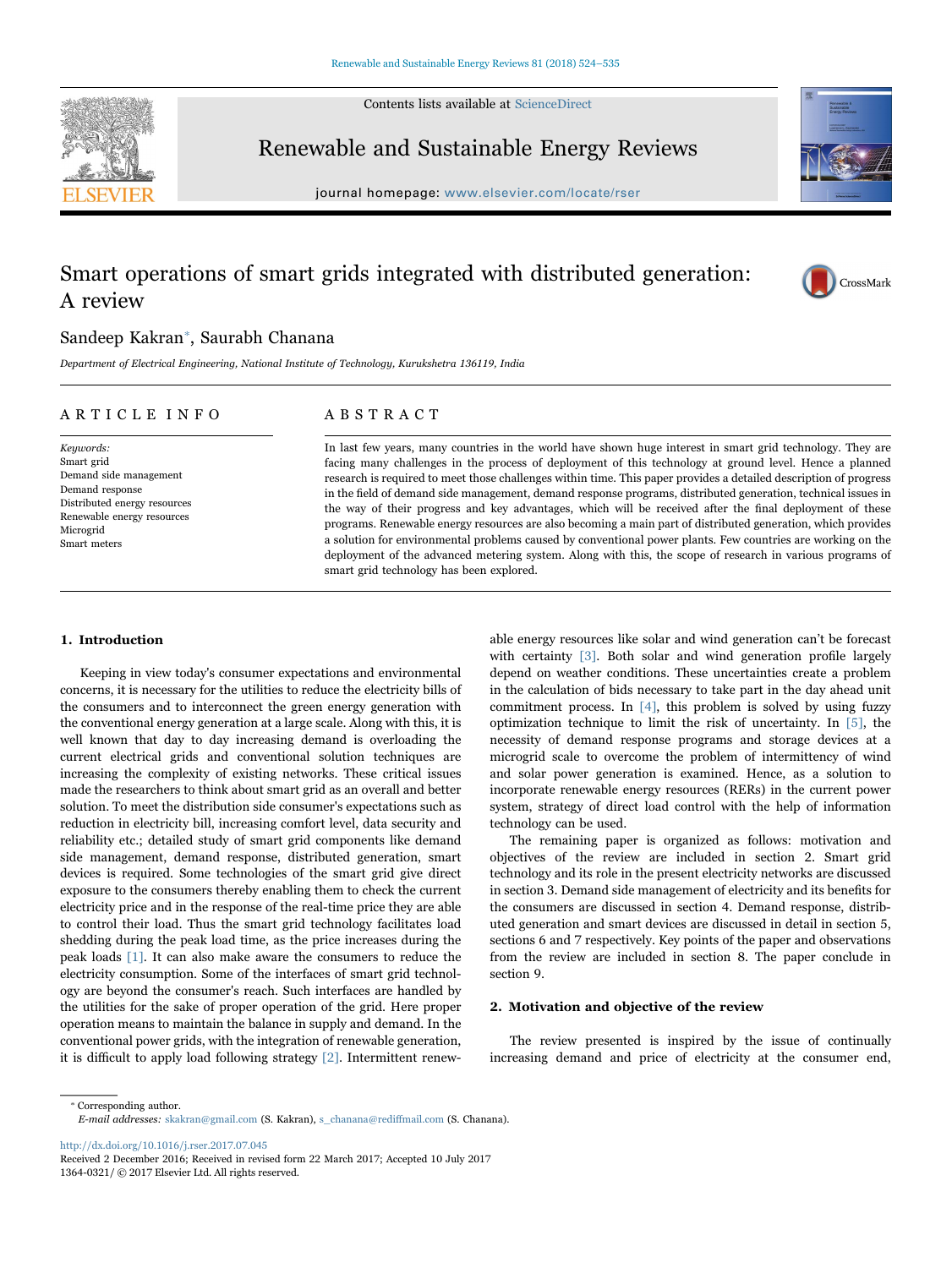# Smart operations of smart grids integrated with distributed generation: A review

Sandeep Kakran*, Saurabh Chanana

*Department of Electrical Engineering, National Institute of Technology, Kurukshetra 136119, India*

## ARTICLE INFO

*Keywords:*
Smart grid
Demand side management
Demand response
Distributed energy resources
Renewable energy resources
Microgrid
Smart meters

## ABSTRACT

In last few years, many countries in the world have shown huge interest in smart grid technology. They are facing many challenges in the process of deployment of this technology at ground level. Hence a planned research is required to meet those challenges within time. This paper provides a detailed description of progress in the field of demand side management, demand response programs, distributed generation, technical issues in the way of their progress and key advantages, which will be received after the final deployment of these programs. Renewable energy resources are also becoming a main part of distributed generation, which provides a solution for environmental problems caused by conventional power plants. Few countries are working on the deployment of the advanced metering system. Along with this, the scope of research in various programs of smart grid technology has been explored.

## 1. Introduction

Keeping in view today's consumer expectations and environmental concerns, it is necessary for the utilities to reduce the electricity bills of the consumers and to interconnect the green energy generation with the conventional energy generation at a large scale. Along with this, it is well known that day to day increasing demand is overloading the current electrical grids and conventional solution techniques are increasing the complexity of existing networks. These critical issues made the researchers to think about smart grid as an overall and better solution. To meet the distribution side consumer's expectations such as reduction in electricity bill, increasing comfort level, data security and reliability etc.; detailed study of smart grid components like demand side management, demand response, distributed generation, smart devices is required. Some technologies of the smart grid give direct exposure to the consumers thereby enabling them to check the current electricity price and in the response of the real-time price they are able to control their load. Thus the smart grid technology facilitates load shedding during the peak load time, as the price increases during the peak loads [1]. It can also make aware the consumers to reduce the electricity consumption. Some of the interfaces of smart grid technology are beyond the consumer's reach. Such interfaces are handled by the utilities for the sake of proper operation of the grid. Here proper operation means to maintain the balance in supply and demand. In the conventional power grids, with the integration of renewable generation, it is difficult to apply load following strategy [2]. Intermittent renewable energy resources like solar and wind generation can't be forecast with certainty [3]. Both solar and wind generation profile largely depend on weather conditions. These uncertainties create a problem in the calculation of bids necessary to take part in the day ahead unit commitment process. In [4], this problem is solved by using fuzzy optimization technique to limit the risk of uncertainty. In [5], the necessity of demand response programs and storage devices at a microgrid scale to overcome the problem of intermittency of wind and solar power generation is examined. Hence, as a solution to incorporate renewable energy resources (RERs) in the current power system, strategy of direct load control with the help of information technology can be used.

The remaining paper is organized as follows: motivation and objectives of the review are included in section 2. Smart grid technology and its role in the present electricity networks are discussed in section 3. Demand side management of electricity and its benefits for the consumers are discussed in section 4. Demand response, distributed generation and smart devices are discussed in detail in section 5, sections 6 and 7 respectively. Key points of the paper and observations from the review are included in section 8. The paper conclude in section 9.

## 2. Motivation and objective of the review

The review presented is inspired by the issue of continually increasing demand and price of electricity at the consumer end,

* Corresponding author.
*E-mail addresses:* skakran@gmail.com (S. Kakran), s_chanana@rediffmail.com (S. Chanana).

http://dx.doi.org/10.1016/j.rser.2017.07.045
Received 2 December 2016; Received in revised form 22 March 2017; Accepted 10 July 2017
1364-0321/ © 2017 Elsevier Ltd. All rights reserved.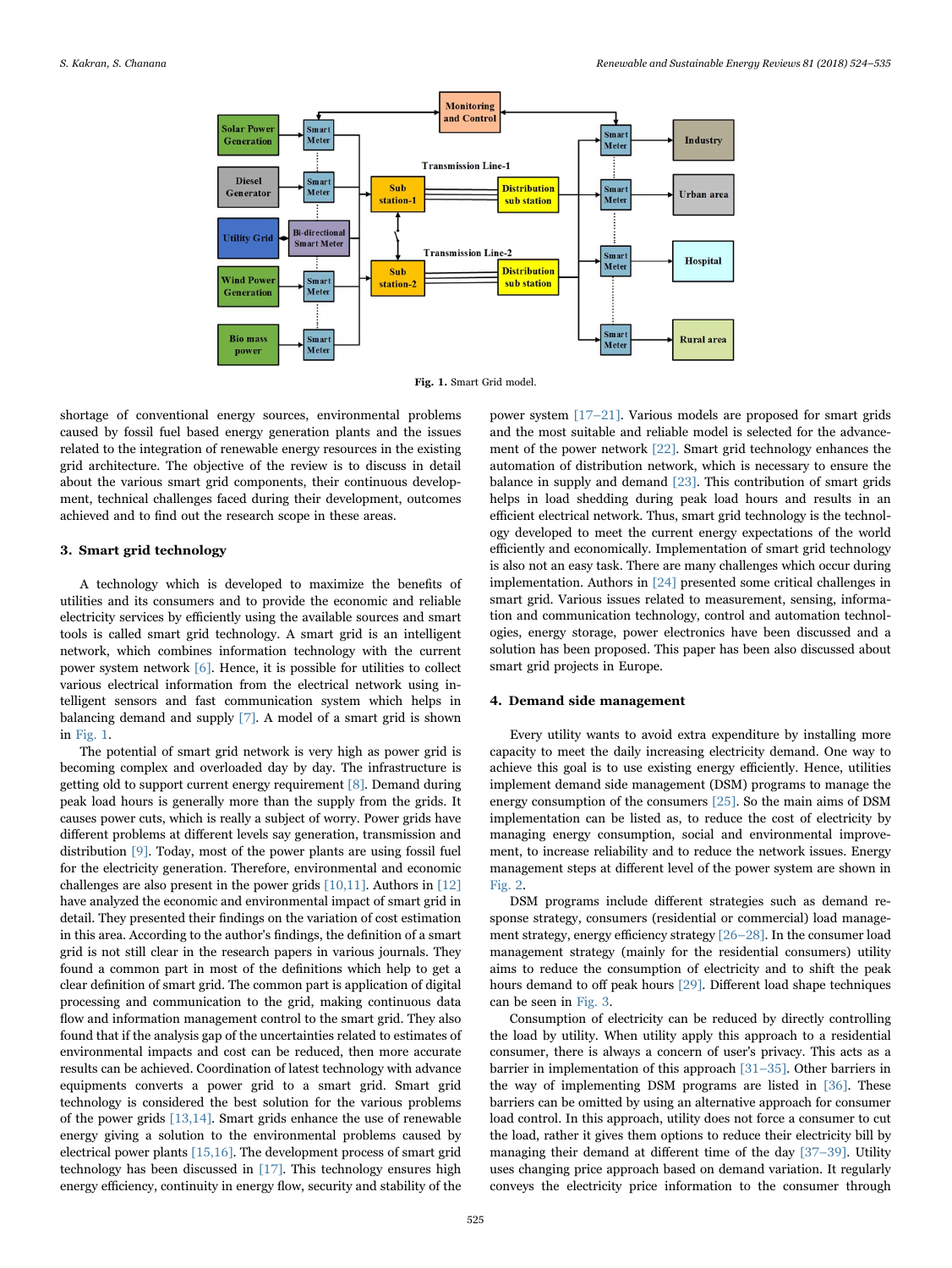Fig. 1. Smart Grid model.

shortage of conventional energy sources, environmental problems caused by fossil fuel based energy generation plants and the issues related to the integration of renewable energy resources in the existing grid architecture. The objective of the review is to discuss in detail about the various smart grid components, their continuous development, technical challenges faced during their development, outcomes achieved and to find out the research scope in these areas.

## 3. Smart grid technology

A technology which is developed to maximize the benefits of utilities and its consumers and to provide the economic and reliable electricity services by efficiently using the available sources and smart tools is called smart grid technology. A smart grid is an intelligent network, which combines information technology with the current power system network [6]. Hence, it is possible for utilities to collect various electrical information from the electrical network using intelligent sensors and fast communication system which helps in balancing demand and supply [7]. A model of a smart grid is shown in Fig. 1.

The potential of smart grid network is very high as power grid is becoming complex and overloaded day by day. The infrastructure is getting old to support current energy requirement [8]. Demand during peak load hours is generally more than the supply from the grids. It causes power cuts, which is really a subject of worry. Power grids have different problems at different levels say generation, transmission and distribution [9]. Today, most of the power plants are using fossil fuel for the electricity generation. Therefore, environmental and economic challenges are also present in the power grids [10,11]. Authors in [12] have analyzed the economic and environmental impact of smart grid in detail. They presented their findings on the variation of cost estimation in this area. According to the author's findings, the definition of a smart grid is not still clear in the research papers in various journals. They found a common part in most of the definitions which help to get a clear definition of smart grid. The common part is application of digital processing and communication to the grid, making continuous data flow and information management control to the smart grid. They also found that if the analysis gap of the uncertainties related to estimates of environmental impacts and cost can be reduced, then more accurate results can be achieved. Coordination of latest technology with advance equipments converts a power grid to a smart grid. Smart grid technology is considered the best solution for the various problems of the power grids [13,14]. Smart grids enhance the use of renewable energy giving a solution to the environmental problems caused by electrical power plants [15,16]. The development process of smart grid technology has been discussed in [17]. This technology ensures high energy efficiency, continuity in energy flow, security and stability of the power system [17–21]. Various models are proposed for smart grids and the most suitable and reliable model is selected for the advancement of the power network [22]. Smart grid technology enhances the automation of distribution network, which is necessary to ensure the balance in supply and demand [23]. This contribution of smart grids helps in load shedding during peak load hours and results in an efficient electrical network. Thus, smart grid technology is the technology developed to meet the current energy expectations of the world efficiently and economically. Implementation of smart grid technology is also not an easy task. There are many challenges which occur during implementation. Authors in [24] presented some critical challenges in smart grid. Various issues related to measurement, sensing, information and communication technology, control and automation technologies, energy storage, power electronics have been discussed and a solution has been proposed. This paper has been also discussed about smart grid projects in Europe.

## 4. Demand side management

Every utility wants to avoid extra expenditure by installing more capacity to meet the daily increasing electricity demand. One way to achieve this goal is to use existing energy efficiently. Hence, utilities implement demand side management (DSM) programs to manage the energy consumption of the consumers [25]. So the main aims of DSM implementation can be listed as, to reduce the cost of electricity by managing energy consumption, social and environmental improvement, to increase reliability and to reduce the network issues. Energy management steps at different level of the power system are shown in Fig. 2.

DSM programs include different strategies such as demand response strategy, consumers (residential or commercial) load management strategy, energy efficiency strategy [26–28]. In the consumer load management strategy (mainly for the residential consumers) utility aims to reduce the consumption of electricity and to shift the peak hours demand to off peak hours [29]. Different load shape techniques can be seen in Fig. 3.

Consumption of electricity can be reduced by directly controlling the load by utility. When utility apply this approach to a residential consumer, there is always a concern of user's privacy. This acts as a barrier in implementation of this approach [31–35]. Other barriers in the way of implementing DSM programs are listed in [36]. These barriers can be omitted by using an alternative approach for consumer load control. In this approach, utility does not force a consumer to cut the load, rather it gives them options to reduce their electricity bill by managing their demand at different time of the day [37–39]. Utility uses changing price approach based on demand variation. It regularly conveys the electricity price information to the consumer through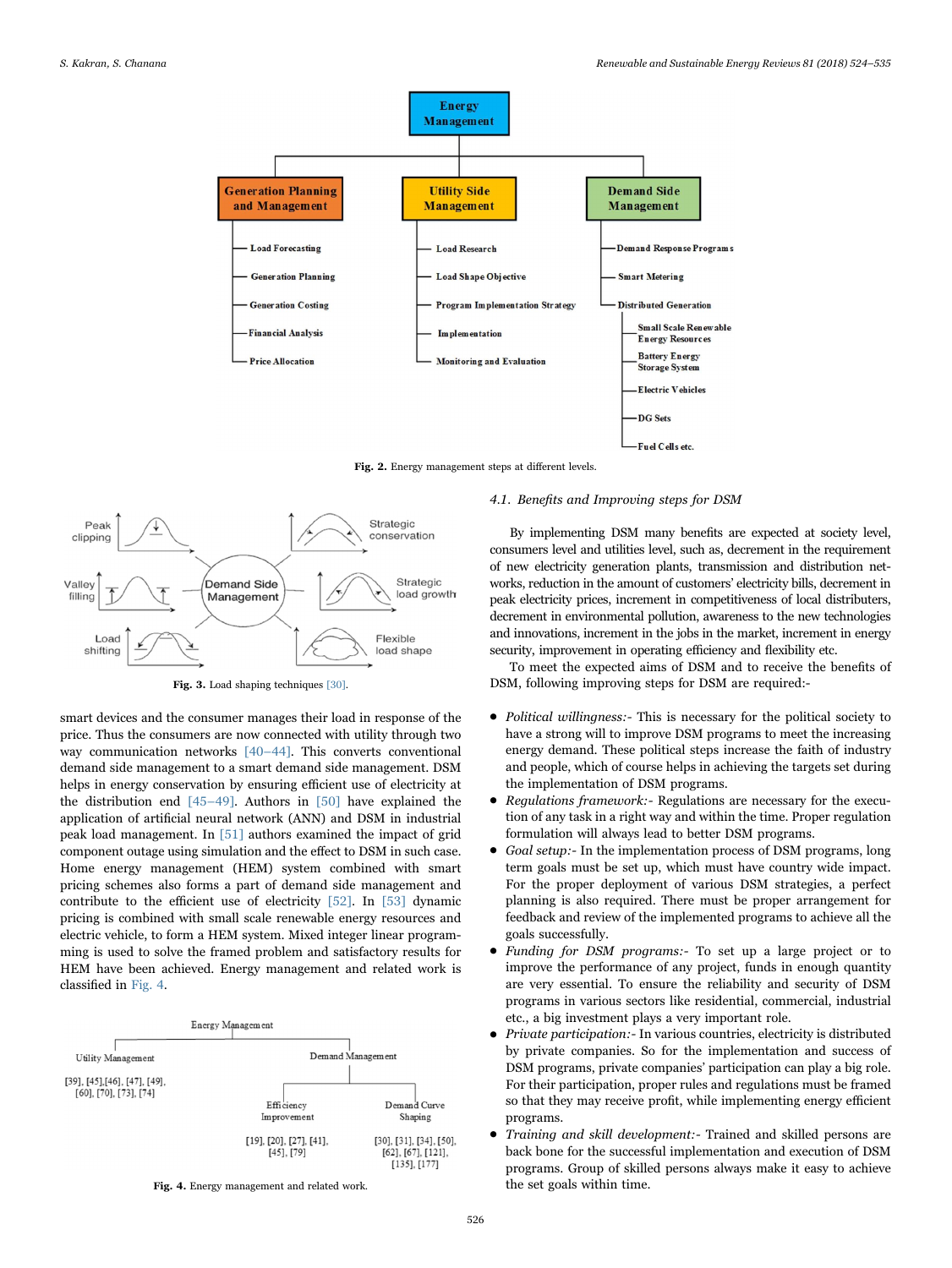Energy Management

- Generation Planning and Management
  - Load Forecasting
  - Generation Planning
  - Generation Costing
  - Financial Analysis
  - Price Allocation
- Utility Side Management
  - Load Research
  - Load Shape Objective
  - Program Implementation Strategy
  - Implementation
  - Monitoring and Evaluation
- Demand Side Management
  - Demand Response Programs
  - Smart Metering
  - Distributed Generation
    - Small Scale Renewable Energy Resources
    - Battery Energy Storage System
    - Electric Vehicles
    - DG Sets
    - Fuel Cells etc.

**Fig. 2.** Energy management steps at different levels.

Demand Side Management: Peak clipping, Valley filling, Load shifting, Strategic conservation, Strategic load growth, Flexible load shape

**Fig. 3.** Load shaping techniques [30].

smart devices and the consumer manages their load in response of the price. Thus the consumers are now connected with utility through two way communication networks [40–44]. This converts conventional demand side management to a smart demand side management. DSM helps in energy conservation by ensuring efficient use of electricity at the distribution end [45–49]. Authors in [50] have explained the application of artificial neural network (ANN) and DSM in industrial peak load management. In [51] authors examined the impact of grid component outage using simulation and the effect to DSM in such case. Home energy management (HEM) system combined with smart pricing schemes also forms a part of demand side management and contribute to the efficient use of electricity [52]. In [53] dynamic pricing is combined with small scale renewable energy resources and electric vehicle, to form a HEM system. Mixed integer linear programming is used to solve the framed problem and satisfactory results for HEM have been achieved. Energy management and related work is classified in Fig. 4.

Energy Management

- Utility Management: [39], [45],[46], [47], [49], [60], [70], [73], [74]
- Demand Management
  - Efficiency Improvement: [19], [20], [27], [41], [45], [79]
  - Demand Curve Shaping: [30], [31], [34], [50], [62], [67], [121], [135], [177]

**Fig. 4.** Energy management and related work.

### 4.1. Benefits and Improving steps for DSM

By implementing DSM many benefits are expected at society level, consumers level and utilities level, such as, decrement in the requirement of new electricity generation plants, transmission and distribution networks, reduction in the amount of customers' electricity bills, decrement in peak electricity prices, increment in competitiveness of local distributers, decrement in environmental pollution, awareness to the new technologies and innovations, increment in the jobs in the market, increment in energy security, improvement in operating efficiency and flexibility etc.

To meet the expected aims of DSM and to receive the benefits of DSM, following improving steps for DSM are required:-

- *Political willingness:-* This is necessary for the political society to have a strong will to improve DSM programs to meet the increasing energy demand. These political steps increase the faith of industry and people, which of course helps in achieving the targets set during the implementation of DSM programs.
- *Regulations framework:-* Regulations are necessary for the execution of any task in a right way and within the time. Proper regulation formulation will always lead to better DSM programs.
- *Goal setup:-* In the implementation process of DSM programs, long term goals must be set up, which must have country wide impact. For the proper deployment of various DSM strategies, a perfect planning is also required. There must be proper arrangement for feedback and review of the implemented programs to achieve all the goals successfully.
- *Funding for DSM programs:-* To set up a large project or to improve the performance of any project, funds in enough quantity are very essential. To ensure the reliability and security of DSM programs in various sectors like residential, commercial, industrial etc., a big investment plays a very important role.
- *Private participation:-* In various countries, electricity is distributed by private companies. So for the implementation and success of DSM programs, private companies' participation can play a big role. For their participation, proper rules and regulations must be framed so that they may receive profit, while implementing energy efficient programs.
- *Training and skill development:-* Trained and skilled persons are back bone for the successful implementation and execution of DSM programs. Group of skilled persons always make it easy to achieve the set goals within time.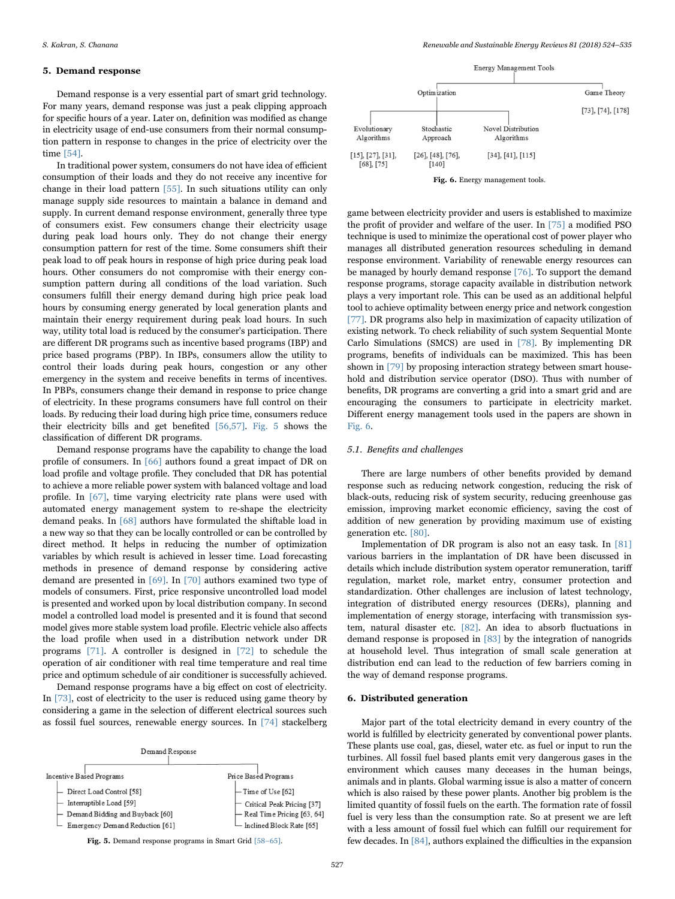## 5. Demand response

Demand response is a very essential part of smart grid technology. For many years, demand response was just a peak clipping approach for specific hours of a year. Later on, definition was modified as change in electricity usage of end-use consumers from their normal consumption pattern in response to changes in the price of electricity over the time [54].

In traditional power system, consumers do not have idea of efficient consumption of their loads and they do not receive any incentive for change in their load pattern [55]. In such situations utility can only manage supply side resources to maintain a balance in demand and supply. In current demand response environment, generally three type of consumers exist. Few consumers change their electricity usage during peak load hours only. They do not change their energy consumption pattern for rest of the time. Some consumers shift their peak load to off peak hours in response of high price during peak load hours. Other consumers do not compromise with their energy consumption pattern during all conditions of the load variation. Such consumers fulfill their energy demand during high price peak load hours by consuming energy generated by local generation plants and maintain their energy requirement during peak load hours. In such way, utility total load is reduced by the consumer's participation. There are different DR programs such as incentive based programs (IBP) and price based programs (PBP). In IBPs, consumers allow the utility to control their loads during peak hours, congestion or any other emergency in the system and receive benefits in terms of incentives. In PBPs, consumers change their demand in response to price change of electricity. In these programs consumers have full control on their loads. By reducing their load during high price time, consumers reduce their electricity bills and get benefited [56,57]. Fig. 5 shows the classification of different DR programs.

Demand response programs have the capability to change the load profile of consumers. In [66] authors found a great impact of DR on load profile and voltage profile. They concluded that DR has potential to achieve a more reliable power system with balanced voltage and load profile. In [67], time varying electricity rate plans were used with automated energy management system to re-shape the electricity demand peaks. In [68] authors have formulated the shiftable load in a new way so that they can be locally controlled or can be controlled by direct method. It helps in reducing the number of optimization variables by which result is achieved in lesser time. Load forecasting methods in presence of demand response by considering active demand are presented in [69]. In [70] authors examined two type of models of consumers. First, price responsive uncontrolled load model is presented and worked upon by local distribution company. In second model a controlled load model is presented and it is found that second model gives more stable system load profile. Electric vehicle also affects the load profile when used in a distribution network under DR programs [71]. A controller is designed in [72] to schedule the operation of air conditioner with real time temperature and real time price and optimum schedule of air conditioner is successfully achieved.

Demand response programs have a big effect on cost of electricity. In [73], cost of electricity to the user is reduced using game theory by considering a game in the selection of different electrical sources such as fossil fuel sources, renewable energy sources. In [74] stackelberg game between electricity provider and users is established to maximize the profit of provider and welfare of the user. In [75] a modified PSO technique is used to minimize the operational cost of power player who manages all distributed generation resources scheduling in demand response environment. Variability of renewable energy resources can be managed by hourly demand response [76]. To support the demand response programs, storage capacity available in distribution network plays a very important role. This can be used as an additional helpful tool to achieve optimality between energy price and network congestion [77]. DR programs also help in maximization of capacity utilization of existing network. To check reliability of such system Sequential Monte Carlo Simulations (SMCS) are used in [78]. By implementing DR programs, benefits of individuals can be maximized. This has been shown in [79] by proposing interaction strategy between smart household and distribution service operator (DSO). Thus with number of benefits, DR programs are converting a grid into a smart grid and are encouraging the consumers to participate in electricity market. Different energy management tools used in the papers are shown in Fig. 6.

Demand Response

Incentive Based Programs
- Direct Load Control [58]
- Interruptible Load [59]
- Demand Bidding and Buyback [60]
- Emergency Demand Reduction [61]

Price Based Programs
- Time of Use [62]
- Critical Peak Pricing [37]
- Real Time Pricing [63, 64]
- Inclined Block Rate [65]

**Fig. 5.** Demand response programs in Smart Grid [58–65].

Energy Management Tools

Optimization
- Evolutionary Algorithms: [15], [27], [31], [68], [75]
- Stochastic Approach: [26], [48], [76], [140]
- Novel Distribution Algorithms: [34], [41], [115]

Game Theory: [73], [74], [178]

**Fig. 6.** Energy management tools.

### 5.1. Benefits and challenges

There are large numbers of other benefits provided by demand response such as reducing network congestion, reducing the risk of black-outs, reducing risk of system security, reducing greenhouse gas emission, improving market economic efficiency, saving the cost of addition of new generation by providing maximum use of existing generation etc. [80].

Implementation of DR program is also not an easy task. In [81] various barriers in the implantation of DR have been discussed in details which include distribution system operator remuneration, tariff regulation, market role, market entry, consumer protection and standardization. Other challenges are inclusion of latest technology, integration of distributed energy resources (DERs), planning and implementation of energy storage, interfacing with transmission system, natural disaster etc. [82]. An idea to absorb fluctuations in demand response is proposed in [83] by the integration of nanogrids at household level. Thus integration of small scale generation at distribution end can lead to the reduction of few barriers coming in the way of demand response programs.

## 6. Distributed generation

Major part of the total electricity demand in every country of the world is fulfilled by electricity generated by conventional power plants. These plants use coal, gas, diesel, water etc. as fuel or input to run the turbines. All fossil fuel based plants emit very dangerous gases in the environment which causes many deceases in the human beings, animals and in plants. Global warming issue is also a matter of concern which is also raised by these power plants. Another big problem is the limited quantity of fossil fuels on the earth. The formation rate of fossil fuel is very less than the consumption rate. So at present we are left with a less amount of fossil fuel which can fulfill our requirement for few decades. In [84], authors explained the difficulties in the expansion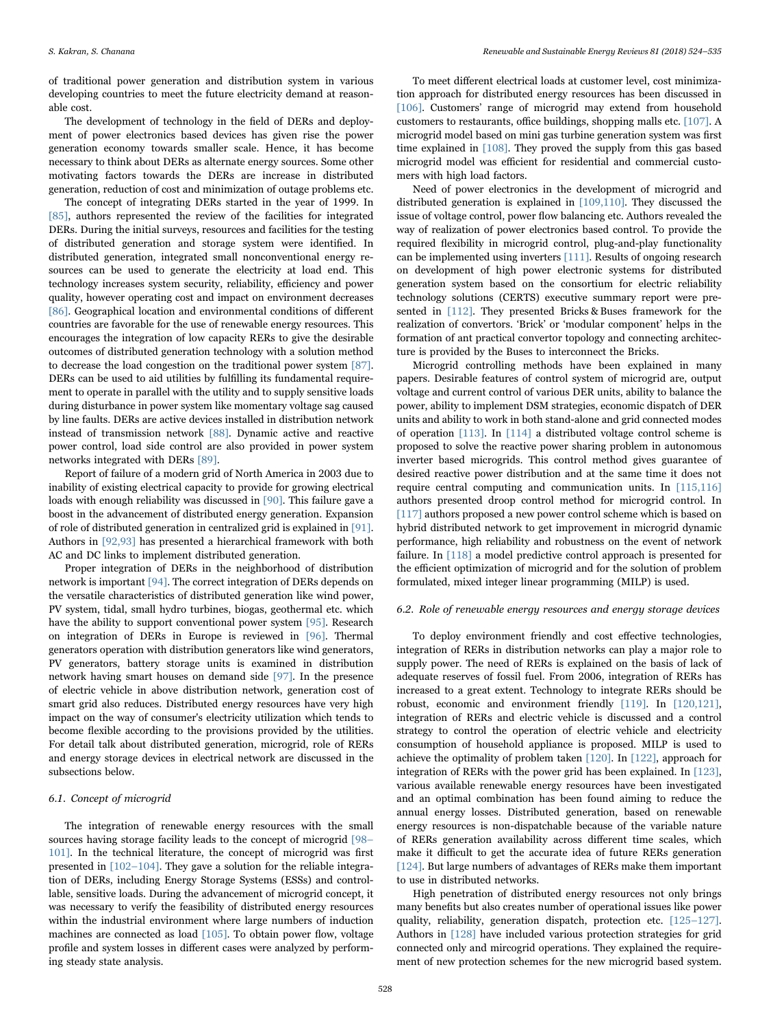of traditional power generation and distribution system in various developing countries to meet the future electricity demand at reasonable cost.

The development of technology in the field of DERs and deployment of power electronics based devices has given rise the power generation economy towards smaller scale. Hence, it has become necessary to think about DERs as alternate energy sources. Some other motivating factors towards the DERs are increase in distributed generation, reduction of cost and minimization of outage problems etc.

The concept of integrating DERs started in the year of 1999. In [85], authors represented the review of the facilities for integrated DERs. During the initial surveys, resources and facilities for the testing of distributed generation and storage system were identified. In distributed generation, integrated small nonconventional energy resources can be used to generate the electricity at load end. This technology increases system security, reliability, efficiency and power quality, however operating cost and impact on environment decreases [86]. Geographical location and environmental conditions of different countries are favorable for the use of renewable energy resources. This encourages the integration of low capacity RERs to give the desirable outcomes of distributed generation technology with a solution method to decrease the load congestion on the traditional power system [87]. DERs can be used to aid utilities by fulfilling its fundamental requirement to operate in parallel with the utility and to supply sensitive loads during disturbance in power system like momentary voltage sag caused by line faults. DERs are active devices installed in distribution network instead of transmission network [88]. Dynamic active and reactive power control, load side control are also provided in power system networks integrated with DERs [89].

Report of failure of a modern grid of North America in 2003 due to inability of existing electrical capacity to provide for growing electrical loads with enough reliability was discussed in [90]. This failure gave a boost in the advancement of distributed energy generation. Expansion of role of distributed generation in centralized grid is explained in [91]. Authors in [92,93] has presented a hierarchical framework with both AC and DC links to implement distributed generation.

Proper integration of DERs in the neighborhood of distribution network is important [94]. The correct integration of DERs depends on the versatile characteristics of distributed generation like wind power, PV system, tidal, small hydro turbines, biogas, geothermal etc. which have the ability to support conventional power system [95]. Research on integration of DERs in Europe is reviewed in [96]. Thermal generators operation with distribution generators like wind generators, PV generators, battery storage units is examined in distribution network having smart houses on demand side [97]. In the presence of electric vehicle in above distribution network, generation cost of smart grid also reduces. Distributed energy resources have very high impact on the way of consumer's electricity utilization which tends to become flexible according to the provisions provided by the utilities. For detail talk about distributed generation, microgrid, role of RERs and energy storage devices in electrical network are discussed in the subsections below.

### 6.1. Concept of microgrid

The integration of renewable energy resources with the small sources having storage facility leads to the concept of microgrid [98–101]. In the technical literature, the concept of microgrid was first presented in [102–104]. They gave a solution for the reliable integration of DERs, including Energy Storage Systems (ESSs) and controllable, sensitive loads. During the advancement of microgrid concept, it was necessary to verify the feasibility of distributed energy resources within the industrial environment where large numbers of induction machines are connected as load [105]. To obtain power flow, voltage profile and system losses in different cases were analyzed by performing steady state analysis.

To meet different electrical loads at customer level, cost minimization approach for distributed energy resources has been discussed in [106]. Customers' range of microgrid may extend from household customers to restaurants, office buildings, shopping malls etc. [107]. A microgrid model based on mini gas turbine generation system was first time explained in [108]. They proved the supply from this gas based microgrid model was efficient for residential and commercial customers with high load factors.

Need of power electronics in the development of microgrid and distributed generation is explained in [109,110]. They discussed the issue of voltage control, power flow balancing etc. Authors revealed the way of realization of power electronics based control. To provide the required flexibility in microgrid control, plug-and-play functionality can be implemented using inverters [111]. Results of ongoing research on development of high power electronic systems for distributed generation system based on the consortium for electric reliability technology solutions (CERTS) executive summary report were presented in [112]. They presented Bricks & Buses framework for the realization of convertors. 'Brick' or 'modular component' helps in the formation of ant practical convertor topology and connecting architecture is provided by the Buses to interconnect the Bricks.

Microgrid controlling methods have been explained in many papers. Desirable features of control system of microgrid are, output voltage and current control of various DER units, ability to balance the power, ability to implement DSM strategies, economic dispatch of DER units and ability to work in both stand-alone and grid connected modes of operation [113]. In [114] a distributed voltage control scheme is proposed to solve the reactive power sharing problem in autonomous inverter based microgrids. This control method gives guarantee of desired reactive power distribution and at the same time it does not require central computing and communication units. In [115,116] authors presented droop control method for microgrid control. In [117] authors proposed a new power control scheme which is based on hybrid distributed network to get improvement in microgrid dynamic performance, high reliability and robustness on the event of network failure. In [118] a model predictive control approach is presented for the efficient optimization of microgrid and for the solution of problem formulated, mixed integer linear programming (MILP) is used.

### 6.2. Role of renewable energy resources and energy storage devices

To deploy environment friendly and cost effective technologies, integration of RERs in distribution networks can play a major role to supply power. The need of RERs is explained on the basis of lack of adequate reserves of fossil fuel. From 2006, integration of RERs has increased to a great extent. Technology to integrate RERs should be robust, economic and environment friendly [119]. In [120,121], integration of RERs and electric vehicle is discussed and a control strategy to control the operation of electric vehicle and electricity consumption of household appliance is proposed. MILP is used to achieve the optimality of problem taken [120]. In [122], approach for integration of RERs with the power grid has been explained. In [123], various available renewable energy resources have been investigated and an optimal combination has been found aiming to reduce the annual energy losses. Distributed generation, based on renewable energy resources is non-dispatchable because of the variable nature of RERs generation availability across different time scales, which make it difficult to get the accurate idea of future RERs generation [124]. But large numbers of advantages of RERs make them important to use in distributed networks.

High penetration of distributed energy resources not only brings many benefits but also creates number of operational issues like power quality, reliability, generation dispatch, protection etc. [125–127]. Authors in [128] have included various protection strategies for grid connected only and mircogrid operations. They explained the requirement of new protection schemes for the new microgrid based system.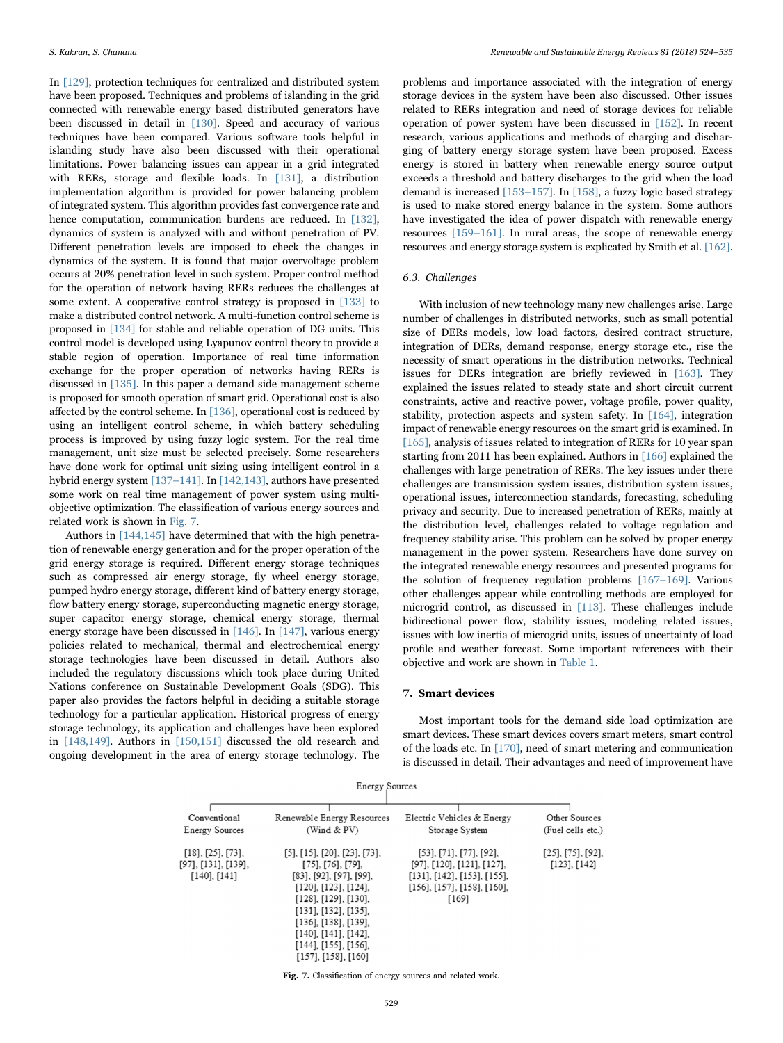In [129], protection techniques for centralized and distributed system have been proposed. Techniques and problems of islanding in the grid connected with renewable energy based distributed generators have been discussed in detail in [130]. Speed and accuracy of various techniques have been compared. Various software tools helpful in islanding study have also been discussed with their operational limitations. Power balancing issues can appear in a grid integrated with RERs, storage and flexible loads. In [131], a distribution implementation algorithm is provided for power balancing problem of integrated system. This algorithm provides fast convergence rate and hence computation, communication burdens are reduced. In [132], dynamics of system is analyzed with and without penetration of PV. Different penetration levels are imposed to check the changes in dynamics of the system. It is found that major overvoltage problem occurs at 20% penetration level in such system. Proper control method for the operation of network having RERs reduces the challenges at some extent. A cooperative control strategy is proposed in [133] to make a distributed control network. A multi-function control scheme is proposed in [134] for stable and reliable operation of DG units. This control model is developed using Lyapunov control theory to provide a stable region of operation. Importance of real time information exchange for the proper operation of networks having RERs is discussed in [135]. In this paper a demand side management scheme is proposed for smooth operation of smart grid. Operational cost is also affected by the control scheme. In [136], operational cost is reduced by using an intelligent control scheme, in which battery scheduling process is improved by using fuzzy logic system. For the real time management, unit size must be selected precisely. Some researchers have done work for optimal unit sizing using intelligent control in a hybrid energy system [137–141]. In [142,143], authors have presented some work on real time management of power system using multi-objective optimization. The classification of various energy sources and related work is shown in Fig. 7.

Authors in [144,145] have determined that with the high penetration of renewable energy generation and for the proper operation of the grid energy storage is required. Different energy storage techniques such as compressed air energy storage, fly wheel energy storage, pumped hydro energy storage, different kind of battery energy storage, flow battery energy storage, superconducting magnetic energy storage, super capacitor energy storage, chemical energy storage, thermal energy storage have been discussed in [146]. In [147], various energy policies related to mechanical, thermal and electrochemical energy storage technologies have been discussed in detail. Authors also included the regulatory discussions which took place during United Nations conference on Sustainable Development Goals (SDG). This paper also provides the factors helpful in deciding a suitable storage technology for a particular application. Historical progress of energy storage technology, its application and challenges have been explored in [148,149]. Authors in [150,151] discussed the old research and ongoing development in the area of energy storage technology. The problems and importance associated with the integration of energy storage devices in the system have been also discussed. Other issues related to RERs integration and need of storage devices for reliable operation of power system have been discussed in [152]. In recent research, various applications and methods of charging and discharging of battery energy storage system have been proposed. Excess energy is stored in battery when renewable energy source output exceeds a threshold and battery discharges to the grid when the load demand is increased [153–157]. In [158], a fuzzy logic based strategy is used to make stored energy balance in the system. Some authors have investigated the idea of power dispatch with renewable energy resources [159–161]. In rural areas, the scope of renewable energy resources and energy storage system is explicated by Smith et al. [162].

### 6.3. Challenges

With inclusion of new technology many new challenges arise. Large number of challenges in distributed networks, such as small potential size of DERs models, low load factors, desired contract structure, integration of DERs, demand response, energy storage etc., rise the necessity of smart operations in the distribution networks. Technical issues for DERs integration are briefly reviewed in [163]. They explained the issues related to steady state and short circuit current constraints, active and reactive power, voltage profile, power quality, stability, protection aspects and system safety. In [164], integration impact of renewable energy resources on the smart grid is examined. In [165], analysis of issues related to integration of RERs for 10 year span starting from 2011 has been explained. Authors in [166] explained the challenges with large penetration of RERs. The key issues under there challenges are transmission system issues, distribution system issues, operational issues, interconnection standards, forecasting, scheduling privacy and security. Due to increased penetration of RERs, mainly at the distribution level, challenges related to voltage regulation and frequency stability arise. This problem can be solved by proper energy management in the power system. Researchers have done survey on the integrated renewable energy resources and presented programs for the solution of frequency regulation problems [167–169]. Various other challenges appear while controlling methods are employed for microgrid control, as discussed in [113]. These challenges include bidirectional power flow, stability issues, modeling related issues, issues with low inertia of microgrid units, issues of uncertainty of load profile and weather forecast. Some important references with their objective and work are shown in Table 1.

## 7. Smart devices

Most important tools for the demand side load optimization are smart devices. These smart devices covers smart meters, smart control of the loads etc. In [170], need of smart metering and communication is discussed in detail. Their advantages and need of improvement have

**Energy Sources**

| Conventional Energy Sources | Renewable Energy Resources (Wind & PV) | Electric Vehicles & Energy Storage System | Other Sources (Fuel cells etc.) |
|---|---|---|---|
| [18], [25], [73], [97], [131], [139], [140], [141] | [5], [15], [20], [23], [73], [75], [76], [79], [83], [92], [97], [99], [120], [123], [124], [128], [129], [130], [131], [132], [135], [136], [138], [139], [140], [141], [142], [144], [155], [156], [157], [158], [160] | [53], [71], [77], [92], [97], [120], [121], [127], [131], [142], [153], [155], [156], [157], [158], [160], [169] | [25], [75], [92], [123], [142] |

**Fig. 7.** Classification of energy sources and related work.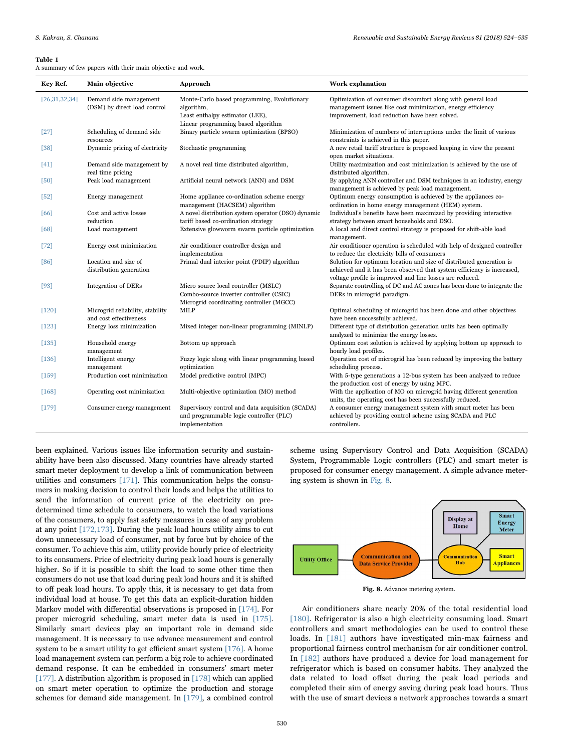**Table 1**
A summary of few papers with their main objective and work.

| Key Ref. | Main objective | Approach | Work explanation |
|---|---|---|---|
| [26,31,32,34] | Demand side management (DSM) by direct load control | Monte-Carlo based programming, Evolutionary algorithm, Least enthalpy estimator (LEE), Linear programming based algorithm | Optimization of consumer discomfort along with general load management issues like cost minimization, energy efficiency improvement, load reduction have been solved. |
| [27] | Scheduling of demand side resources | Binary particle swarm optimization (BPSO) | Minimization of numbers of interruptions under the limit of various constraints is achieved in this paper. |
| [38] | Dynamic pricing of electricity | Stochastic programming | A new retail tariff structure is proposed keeping in view the present open market situations. |
| [41] | Demand side management by real time pricing | A novel real time distributed algorithm, | Utility maximization and cost minimization is achieved by the use of distributed algorithm. |
| [50] | Peak load management | Artificial neural network (ANN) and DSM | By applying ANN controller and DSM techniques in an industry, energy management is achieved by peak load management. |
| [52] | Energy management | Home appliance co-ordination scheme energy management (HACSEM) algorithm | Optimum energy consumption is achieved by the appliances co-ordination in home energy management (HEM) system. |
| [66] | Cost and active losses reduction | A novel distribution system operator (DSO) dynamic tariff based co-ordination strategy | Individual's benefits have been maximized by providing interactive strategy between smart households and DSO. |
| [68] | Load management | Extensive glowworm swarm particle optimization | A local and direct control strategy is proposed for shift-able load management. |
| [72] | Energy cost minimization | Air conditioner controller design and implementation | Air conditioner operation is scheduled with help of designed controller to reduce the electricity bills of consumers |
| [86] | Location and size of distribution generation | Primal dual interior point (PDIP) algorithm | Solution for optimum location and size of distributed generation is achieved and it has been observed that system efficiency is increased, voltage profile is improved and line losses are reduced. |
| [93] | Integration of DERs | Micro source local controller (MSLC) Combo-source inverter controller (CSIC) Microgrid coordinating controller (MGCC) | Separate controlling of DC and AC zones has been done to integrate the DERs in microgrid paradigm. |
| [120] | Microgrid reliability, stability and cost effectiveness | MILP | Optimal scheduling of microgrid has been done and other objectives have been successfully achieved. |
| [123] | Energy loss minimization | Mixed integer non-linear programming (MINLP) | Different type of distribution generation units has been optimally analyzed to minimize the energy losses. |
| [135] | Household energy management | Bottom up approach | Optimum cost solution is achieved by applying bottom up approach to hourly load profiles. |
| [136] | Intelligent energy management | Fuzzy logic along with linear programming based optimization | Operation cost of microgrid has been reduced by improving the battery scheduling process. |
| [159] | Production cost minimization | Model predictive control (MPC) | With 5-type generations a 12-bus system has been analyzed to reduce the production cost of energy by using MPC. |
| [168] | Operating cost minimization | Multi-objective optimization (MO) method | With the application of MO on microgrid having different generation units, the operating cost has been successfully reduced. |
| [179] | Consumer energy management | Supervisory control and data acquisition (SCADA) and programmable logic controller (PLC) implementation | A consumer energy management system with smart meter has been achieved by providing control scheme using SCADA and PLC controllers. |

been explained. Various issues like information security and sustainability have been also discussed. Many countries have already started smart meter deployment to develop a link of communication between utilities and consumers [171]. This communication helps the consumers in making decision to control their loads and helps the utilities to send the information of current price of the electricity on predetermined time schedule to consumers, to watch the load variations of the consumers, to apply fast safety measures in case of any problem at any point [172,173]. During the peak load hours utility aims to cut down unnecessary load of consumer, not by force but by choice of the consumer. To achieve this aim, utility provide hourly price of electricity to its consumers. Price of electricity during peak load hours is generally higher. So if it is possible to shift the load to some other time then consumers do not use that load during peak load hours and it is shifted to off peak load hours. To apply this, it is necessary to get data from individual load at house. To get this data an explicit-duration hidden Markov model with differential observations is proposed in [174]. For proper microgrid scheduling, smart meter data is used in [175]. Similarly smart devices play an important role in demand side management. It is necessary to use advance measurement and control system to be a smart utility to get efficient smart system [176]. A home load management system can perform a big role to achieve coordinated demand response. It can be embedded in consumers' smart meter [177]. A distribution algorithm is proposed in [178] which can applied on smart meter operation to optimize the production and storage schemes for demand side management. In [179], a combined control scheme using Supervisory Control and Data Acquisition (SCADA) System, Programmable Logic controllers (PLC) and smart meter is proposed for consumer energy management. A simple advance metering system is shown in Fig. 8.

**Fig. 8.** Advance metering system.

Air conditioners share nearly 20% of the total residential load [180]. Refrigerator is also a high electricity consuming load. Smart controllers and smart methodologies can be used to control these loads. In [181] authors have investigated min-max fairness and proportional fairness control mechanism for air conditioner control. In [182] authors have produced a device for load management for refrigerator which is based on consumer habits. They analyzed the data related to load offset during the peak load periods and completed their aim of energy saving during peak load hours. Thus with the use of smart devices a network approaches towards a smart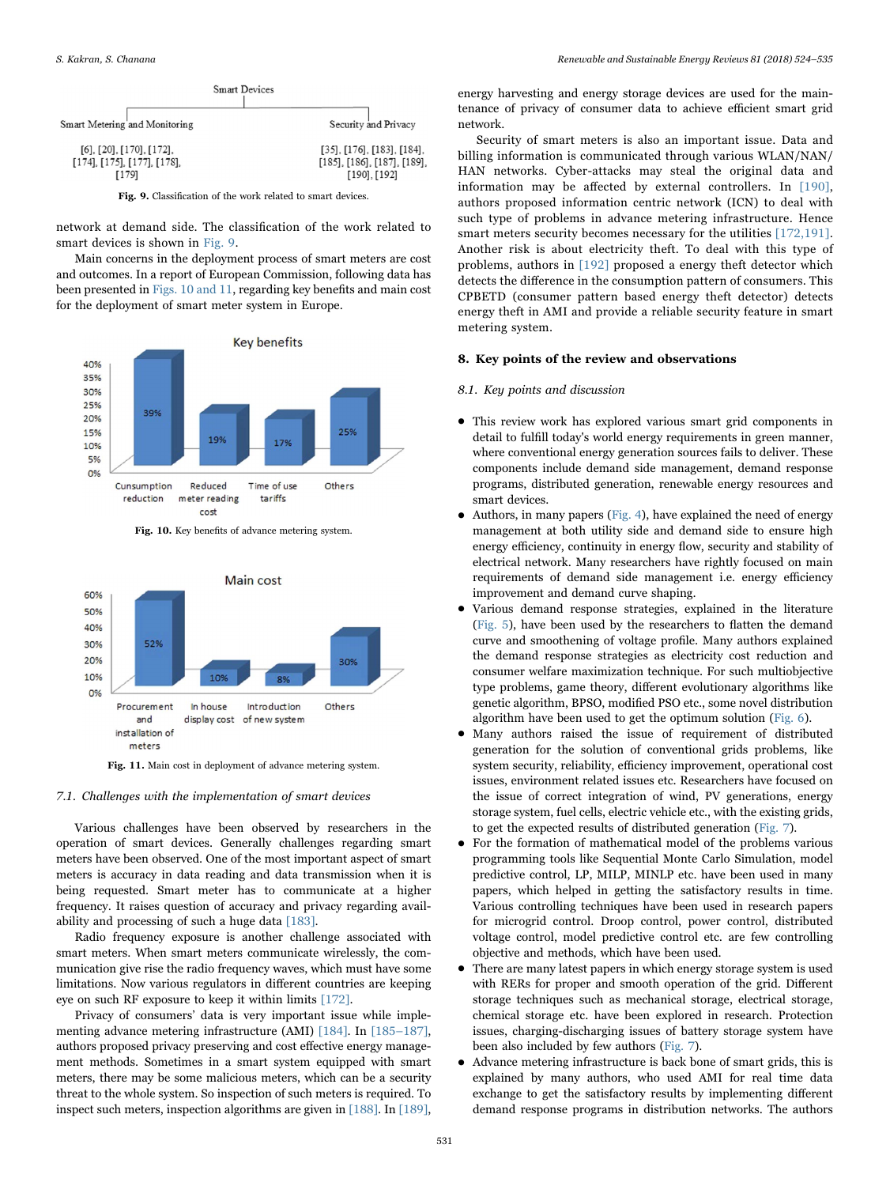Smart Devices

| Smart Metering and Monitoring | Security and Privacy |
| --- | --- |
| [6], [20], [170], [172], [174], [175], [177], [178], [179] | [35], [176], [183], [184], [185], [186], [187], [189], [190], [192] |

**Fig. 9.** Classification of the work related to smart devices.

network at demand side. The classification of the work related to smart devices is shown in Fig. 9.

Main concerns in the deployment process of smart meters are cost and outcomes. In a report of European Commission, following data has been presented in Figs. 10 and 11, regarding key benefits and main cost for the deployment of smart meter system in Europe.

Key benefits

| Consumption reduction | Reduced meter reading cost | Time of use tariffs | Others |
| --- | --- | --- | --- |
| 39% | 19% | 17% | 25% |

**Fig. 10.** Key benefits of advance metering system.

Main cost

| Procurement and installation of meters | In house display cost | Introduction of new system | Others |
| --- | --- | --- | --- |
| 52% | 10% | 8% | 30% |

**Fig. 11.** Main cost in deployment of advance metering system.

### 7.1. Challenges with the implementation of smart devices

Various challenges have been observed by researchers in the operation of smart devices. Generally challenges regarding smart meters have been observed. One of the most important aspect of smart meters is accuracy in data reading and data transmission when it is being requested. Smart meter has to communicate at a higher frequency. It raises question of accuracy and privacy regarding availability and processing of such a huge data [183].

Radio frequency exposure is another challenge associated with smart meters. When smart meters communicate wirelessly, the communication give rise the radio frequency waves, which must have some limitations. Now various regulators in different countries are keeping eye on such RF exposure to keep it within limits [172].

Privacy of consumers' data is very important issue while implementing advance metering infrastructure (AMI) [184]. In [185–187], authors proposed privacy preserving and cost effective energy management methods. Sometimes in a smart system equipped with smart meters, there may be some malicious meters, which can be a security threat to the whole system. So inspection of such meters is required. To inspect such meters, inspection algorithms are given in [188]. In [189], energy harvesting and energy storage devices are used for the maintenance of privacy of consumer data to achieve efficient smart grid network.

Security of smart meters is also an important issue. Data and billing information is communicated through various WLAN/NAN/HAN networks. Cyber-attacks may steal the original data and information may be affected by external controllers. In [190], authors proposed information centric network (ICN) to deal with such type of problems in advance metering infrastructure. Hence smart meters security becomes necessary for the utilities [172,191]. Another risk is about electricity theft. To deal with this type of problems, authors in [192] proposed a energy theft detector which detects the difference in the consumption pattern of consumers. This CPBETD (consumer pattern based energy theft detector) detects energy theft in AMI and provide a reliable security feature in smart metering system.

## 8. Key points of the review and observations

### 8.1. Key points and discussion

- This review work has explored various smart grid components in detail to fulfill today's world energy requirements in green manner, where conventional energy generation sources fails to deliver. These components include demand side management, demand response programs, distributed generation, renewable energy resources and smart devices.
- Authors, in many papers (Fig. 4), have explained the need of energy management at both utility side and demand side to ensure high energy efficiency, continuity in energy flow, security and stability of electrical network. Many researchers have rightly focused on main requirements of demand side management i.e. energy efficiency improvement and demand curve shaping.
- Various demand response strategies, explained in the literature (Fig. 5), have been used by the researchers to flatten the demand curve and smoothening of voltage profile. Many authors explained the demand response strategies as electricity cost reduction and consumer welfare maximization technique. For such multiobjective type problems, game theory, different evolutionary algorithms like genetic algorithm, BPSO, modified PSO etc., some novel distribution algorithm have been used to get the optimum solution (Fig. 6).
- Many authors raised the issue of requirement of distributed generation for the solution of conventional grids problems, like system security, reliability, efficiency improvement, operational cost issues, environment related issues etc. Researchers have focused on the issue of correct integration of wind, PV generations, energy storage system, fuel cells, electric vehicle etc., with the existing grids, to get the expected results of distributed generation (Fig. 7).
- For the formation of mathematical model of the problems various programming tools like Sequential Monte Carlo Simulation, model predictive control, LP, MILP, MINLP etc. have been used in many papers, which helped in getting the satisfactory results in time. Various controlling techniques have been used in research papers for microgrid control. Droop control, power control, distributed voltage control, model predictive control etc. are few controlling objective and methods, which have been used.
- There are many latest papers in which energy storage system is used with RERs for proper and smooth operation of the grid. Different storage techniques such as mechanical storage, electrical storage, chemical storage etc. have been explored in research. Protection issues, charging-discharging issues of battery storage system have been also included by few authors (Fig. 7).
- Advance metering infrastructure is back bone of smart grids, this is explained by many authors, who used AMI for real time data exchange to get the satisfactory results by implementing different demand response programs in distribution networks. The authors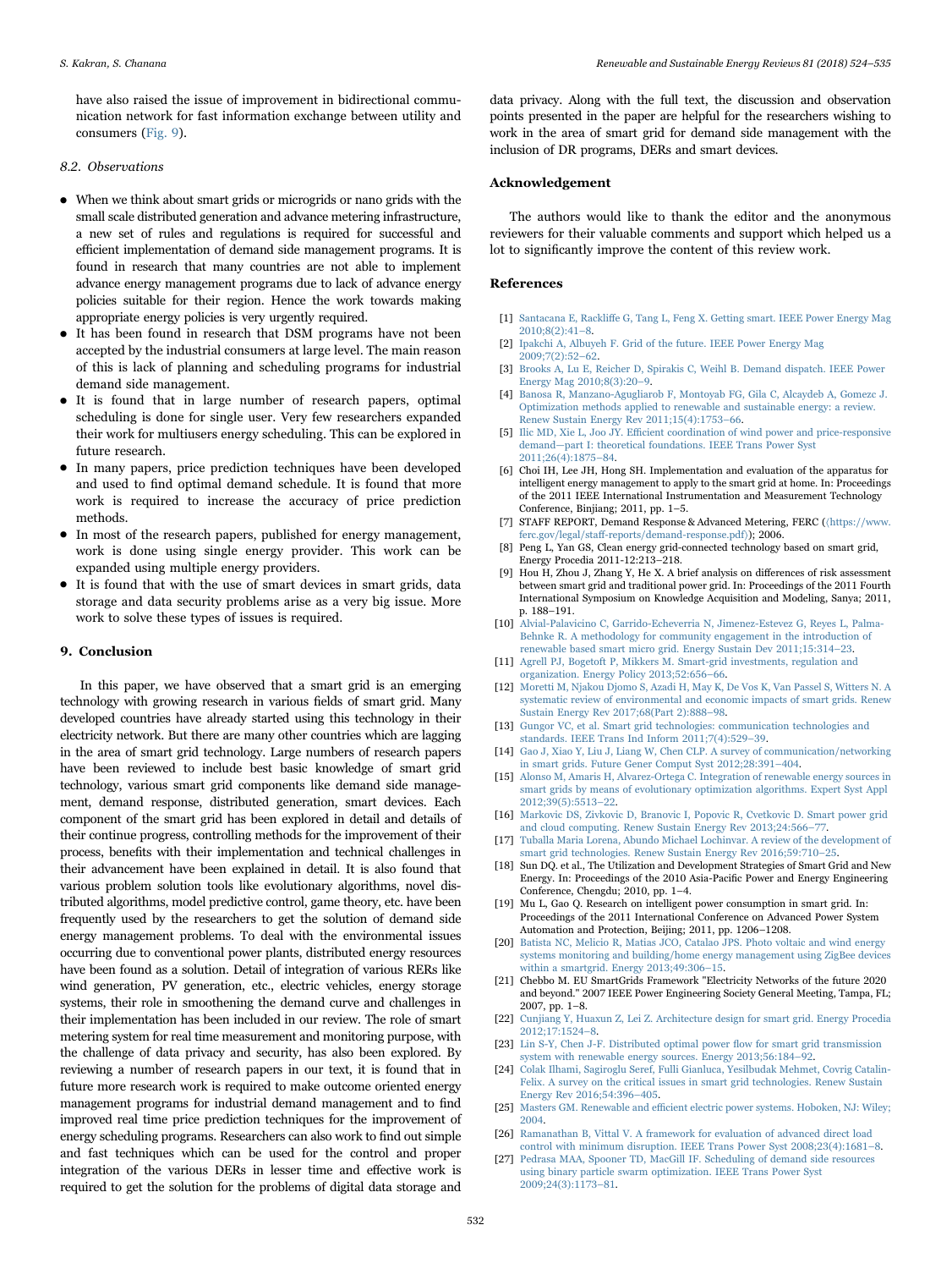have also raised the issue of improvement in bidirectional communication network for fast information exchange between utility and consumers (Fig. 9).

### 8.2. Observations

- When we think about smart grids or microgrids or nano grids with the small scale distributed generation and advance metering infrastructure, a new set of rules and regulations is required for successful and efficient implementation of demand side management programs. It is found in research that many countries are not able to implement advance energy management programs due to lack of advance energy policies suitable for their region. Hence the work towards making appropriate energy policies is very urgently required.
- It has been found in research that DSM programs have not been accepted by the industrial consumers at large level. The main reason of this is lack of planning and scheduling programs for industrial demand side management.
- It is found that in large number of research papers, optimal scheduling is done for single user. Very few researchers expanded their work for multiusers energy scheduling. This can be explored in future research.
- In many papers, price prediction techniques have been developed and used to find optimal demand schedule. It is found that more work is required to increase the accuracy of price prediction methods.
- In most of the research papers, published for energy management, work is done using single energy provider. This work can be expanded using multiple energy providers.
- It is found that with the use of smart devices in smart grids, data storage and data security problems arise as a very big issue. More work to solve these types of issues is required.

## 9. Conclusion

In this paper, we have observed that a smart grid is an emerging technology with growing research in various fields of smart grid. Many developed countries have already started using this technology in their electricity network. But there are many other countries which are lagging in the area of smart grid technology. Large numbers of research papers have been reviewed to include best basic knowledge of smart grid technology, various smart grid components like demand side management, demand response, distributed generation, smart devices. Each component of the smart grid has been explored in detail and details of their continue progress, controlling methods for the improvement of their process, benefits with their implementation and technical challenges in their advancement have been explained in detail. It is also found that various problem solution tools like evolutionary algorithms, novel distributed algorithms, model predictive control, game theory, etc. have been frequently used by the researchers to get the solution of demand side energy management problems. To deal with the environmental issues occurring due to conventional power plants, distributed energy resources have been found as a solution. Detail of integration of various RERs like wind generation, PV generation, etc., electric vehicles, energy storage systems, their role in smoothening the demand curve and challenges in their implementation has been included in our review. The role of smart metering system for real time measurement and monitoring purpose, with the challenge of data privacy and security, has also been explored. By reviewing a number of research papers in our text, it is found that in future more research work is required to make outcome oriented energy management programs for industrial demand management and to find improved real time price prediction techniques for the improvement of energy scheduling programs. Researchers can also work to find out simple and fast techniques which can be used for the control and proper integration of the various DERs in lesser time and effective work is required to get the solution for the problems of digital data storage and data privacy. Along with the full text, the discussion and observation points presented in the paper are helpful for the researchers wishing to work in the area of smart grid for demand side management with the inclusion of DR programs, DERs and smart devices.

## Acknowledgement

The authors would like to thank the editor and the anonymous reviewers for their valuable comments and support which helped us a lot to significantly improve the content of this review work.

## References

[1] Santacana E, Rackliffe G, Tang L, Feng X. Getting smart. IEEE Power Energy Mag 2010;8(2):41–8.

[2] Ipakchi A, Albuyeh F. Grid of the future. IEEE Power Energy Mag 2009;7(2):52–62.

[3] Brooks A, Lu E, Reicher D, Spirakis C, Weihl B. Demand dispatch. IEEE Power Energy Mag 2010;8(3):20–9.

[4] Banosa R, Manzano-Agugliarob F, Montoyab FG, Gila C, Alcaydeb A, Gomezc J. Optimization methods applied to renewable and sustainable energy: a review. Renew Sustain Energy Rev 2011;15(4):1753–66.

[5] Ilic MD, Xie L, Joo JY. Efficient coordination of wind power and price-responsive demand—part I: theoretical foundations. IEEE Trans Power Syst 2011;26(4):1875–84.

[6] Choi IH, Lee JH, Hong SH. Implementation and evaluation of the apparatus for intelligent energy management to apply to the smart grid at home. In: Proceedings of the 2011 IEEE International Instrumentation and Measurement Technology Conference, Binjiang; 2011, pp. 1–5.

[7] STAFF REPORT, Demand Response & Advanced Metering, FERC ((https://www.ferc.gov/legal/staff-reports/demand-response.pdf)); 2006.

[8] Peng L, Yan GS, Clean energy grid-connected technology based on smart grid, Energy Procedia 2011-12:213–218.

[9] Hou H, Zhou J, Zhang Y, He X. A brief analysis on differences of risk assessment between smart grid and traditional power grid. In: Proceedings of the 2011 Fourth International Symposium on Knowledge Acquisition and Modeling, Sanya; 2011, p. 188–191.

[10] Alvial-Palavicino C, Garrido-Echeverria N, Jimenez-Estevez G, Reyes L, Palma-Behnke R. A methodology for community engagement in the introduction of renewable based smart micro grid. Energy Sustain Dev 2011;15:314–23.

[11] Agrell PJ, Bogetoft P, Mikkers M. Smart-grid investments, regulation and organization. Energy Policy 2013;52:656–66.

[12] Moretti M, Njakou Djomo S, Azadi H, May K, De Vos K, Van Passel S, Witters N. A systematic review of environmental and economic impacts of smart grids. Renew Sustain Energy Rev 2017;68(Part 2):888–98.

[13] Gungor VC, et al. Smart grid technologies: communication technologies and standards. IEEE Trans Ind Inform 2011;7(4):529–39.

[14] Gao J, Xiao Y, Liu J, Liang W, Chen CLP. A survey of communication/networking in smart grids. Future Gener Comput Syst 2012;28:391–404.

[15] Alonso M, Amaris H, Alvarez-Ortega C. Integration of renewable energy sources in smart grids by means of evolutionary optimization algorithms. Expert Syst Appl 2012;39(5):5513–22.

[16] Markovic DS, Zivkovic D, Branovic I, Popovic R, Cvetkovic D. Smart power grid and cloud computing. Renew Sustain Energy Rev 2013;24:566–77.

[17] Tuballa Maria Lorena, Abundo Michael Lochinvar. A review of the development of smart grid technologies. Renew Sustain Energy Rev 2016;59:710–25.

[18] Sun DQ. et al., The Utilization and Development Strategies of Smart Grid and New Energy. In: Proceedings of the 2010 Asia-Pacific Power and Energy Engineering Conference, Chengdu; 2010, pp. 1–4.

[19] Mu L, Gao Q. Research on intelligent power consumption in smart grid. In: Proceedings of the 2011 International Conference on Advanced Power System Automation and Protection, Beijing; 2011, pp. 1206–1208.

[20] Batista NC, Melicio R, Matias JCO, Catalao JPS. Photo voltaic and wind energy systems monitoring and building/home energy management using ZigBee devices within a smartgrid. Energy 2013;49:306–15.

[21] Chebbo M. EU SmartGrids Framework "Electricity Networks of the future 2020 and beyond." 2007 IEEE Power Engineering Society General Meeting, Tampa, FL; 2007, pp. 1–8.

[22] Cunjiang Y, Huaxun Z, Lei Z. Architecture design for smart grid. Energy Procedia 2012;17:1524–8.

[23] Lin S-Y, Chen J-F. Distributed optimal power flow for smart grid transmission system with renewable energy sources. Energy 2013;56:184–92.

[24] Colak Ilhami, Sagiroglu Seref, Fulli Gianluca, Yesilbudak Mehmet, Covrig Catalin-Felix. A survey on the critical issues in smart grid technologies. Renew Sustain Energy Rev 2016;54:396–405.

[25] Masters GM. Renewable and efficient electric power systems. Hoboken, NJ: Wiley; 2004.

[26] Ramanathan B, Vittal V. A framework for evaluation of advanced direct load control with minimum disruption. IEEE Trans Power Syst 2008;23(4):1681–8.

[27] Pedrasa MAA, Spooner TD, MacGill IF. Scheduling of demand side resources using binary particle swarm optimization. IEEE Trans Power Syst 2009;24(3):1173–81.